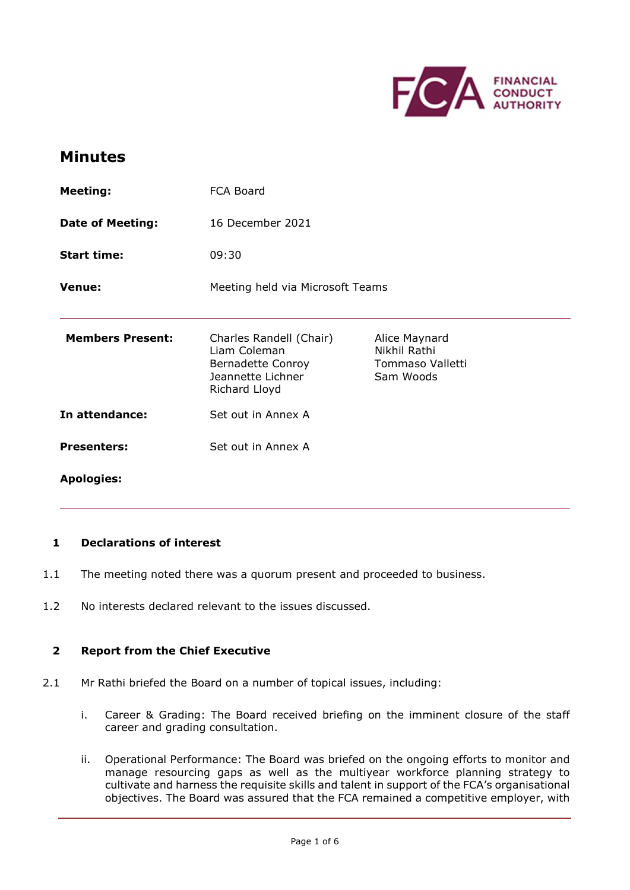# Minutes

| | | |
|---|---|---|
| **Meeting:** | FCA Board | |
| **Date of Meeting:** | 16 December 2021 | |
| **Start time:** | 09:30 | |
| **Venue:** | Meeting held via Microsoft Teams | |
| **Members Present:** | Charles Randell (Chair)<br>Liam Coleman<br>Bernadette Conroy<br>Jeannette Lichner<br>Richard Lloyd | Alice Maynard<br>Nikhil Rathi<br>Tommaso Valletti<br>Sam Woods |
| **In attendance:** | Set out in Annex A | |
| **Presenters:** | Set out in Annex A | |
| **Apologies:** | | |

## 1 Declarations of interest

1.1 The meeting noted there was a quorum present and proceeded to business.

1.2 No interests declared relevant to the issues discussed.

## 2 Report from the Chief Executive

2.1 Mr Rathi briefed the Board on a number of topical issues, including:

i. Career & Grading: The Board received briefing on the imminent closure of the staff career and grading consultation.

ii. Operational Performance: The Board was briefed on the ongoing efforts to monitor and manage resourcing gaps as well as the multiyear workforce planning strategy to cultivate and harness the requisite skills and talent in support of the FCA's organisational objectives. The Board was assured that the FCA remained a competitive employer, with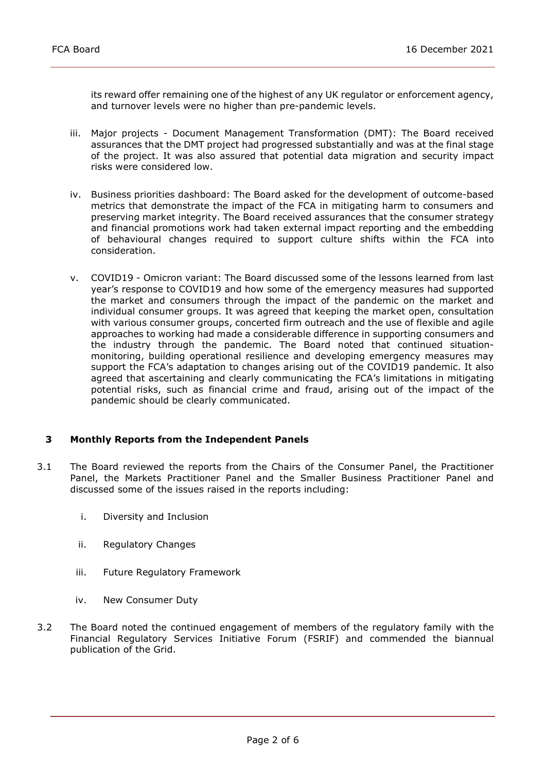its reward offer remaining one of the highest of any UK regulator or enforcement agency, and turnover levels were no higher than pre-pandemic levels.

iii. Major projects - Document Management Transformation (DMT): The Board received assurances that the DMT project had progressed substantially and was at the final stage of the project. It was also assured that potential data migration and security impact risks were considered low.

iv. Business priorities dashboard: The Board asked for the development of outcome-based metrics that demonstrate the impact of the FCA in mitigating harm to consumers and preserving market integrity. The Board received assurances that the consumer strategy and financial promotions work had taken external impact reporting and the embedding of behavioural changes required to support culture shifts within the FCA into consideration.

v. COVID19 - Omicron variant: The Board discussed some of the lessons learned from last year's response to COVID19 and how some of the emergency measures had supported the market and consumers through the impact of the pandemic on the market and individual consumer groups. It was agreed that keeping the market open, consultation with various consumer groups, concerted firm outreach and the use of flexible and agile approaches to working had made a considerable difference in supporting consumers and the industry through the pandemic. The Board noted that continued situation-monitoring, building operational resilience and developing emergency measures may support the FCA's adaptation to changes arising out of the COVID19 pandemic. It also agreed that ascertaining and clearly communicating the FCA's limitations in mitigating potential risks, such as financial crime and fraud, arising out of the impact of the pandemic should be clearly communicated.

## 3 Monthly Reports from the Independent Panels

3.1 The Board reviewed the reports from the Chairs of the Consumer Panel, the Practitioner Panel, the Markets Practitioner Panel and the Smaller Business Practitioner Panel and discussed some of the issues raised in the reports including:

i. Diversity and Inclusion

ii. Regulatory Changes

iii. Future Regulatory Framework

iv. New Consumer Duty

3.2 The Board noted the continued engagement of members of the regulatory family with the Financial Regulatory Services Initiative Forum (FSRIF) and commended the biannual publication of the Grid.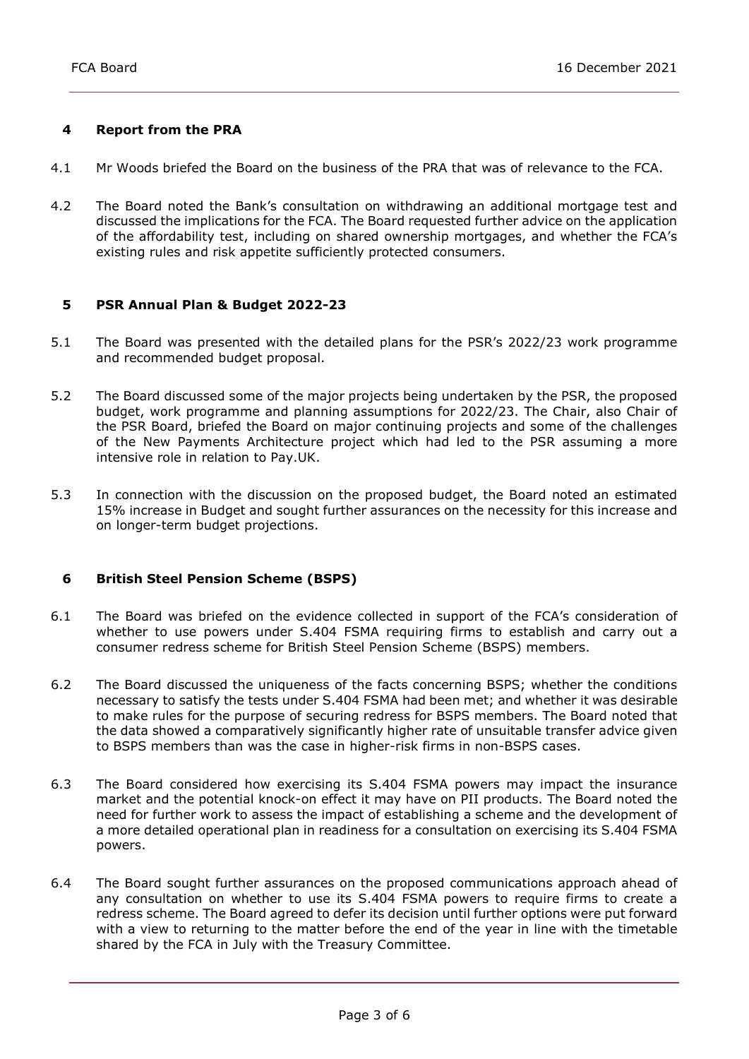## 4 Report from the PRA

4.1 Mr Woods briefed the Board on the business of the PRA that was of relevance to the FCA.

4.2 The Board noted the Bank's consultation on withdrawing an additional mortgage test and discussed the implications for the FCA. The Board requested further advice on the application of the affordability test, including on shared ownership mortgages, and whether the FCA's existing rules and risk appetite sufficiently protected consumers.

## 5 PSR Annual Plan & Budget 2022-23

5.1 The Board was presented with the detailed plans for the PSR's 2022/23 work programme and recommended budget proposal.

5.2 The Board discussed some of the major projects being undertaken by the PSR, the proposed budget, work programme and planning assumptions for 2022/23. The Chair, also Chair of the PSR Board, briefed the Board on major continuing projects and some of the challenges of the New Payments Architecture project which had led to the PSR assuming a more intensive role in relation to Pay.UK.

5.3 In connection with the discussion on the proposed budget, the Board noted an estimated 15% increase in Budget and sought further assurances on the necessity for this increase and on longer-term budget projections.

## 6 British Steel Pension Scheme (BSPS)

6.1 The Board was briefed on the evidence collected in support of the FCA's consideration of whether to use powers under S.404 FSMA requiring firms to establish and carry out a consumer redress scheme for British Steel Pension Scheme (BSPS) members.

6.2 The Board discussed the uniqueness of the facts concerning BSPS; whether the conditions necessary to satisfy the tests under S.404 FSMA had been met; and whether it was desirable to make rules for the purpose of securing redress for BSPS members. The Board noted that the data showed a comparatively significantly higher rate of unsuitable transfer advice given to BSPS members than was the case in higher-risk firms in non-BSPS cases.

6.3 The Board considered how exercising its S.404 FSMA powers may impact the insurance market and the potential knock-on effect it may have on PII products. The Board noted the need for further work to assess the impact of establishing a scheme and the development of a more detailed operational plan in readiness for a consultation on exercising its S.404 FSMA powers.

6.4 The Board sought further assurances on the proposed communications approach ahead of any consultation on whether to use its S.404 FSMA powers to require firms to create a redress scheme. The Board agreed to defer its decision until further options were put forward with a view to returning to the matter before the end of the year in line with the timetable shared by the FCA in July with the Treasury Committee.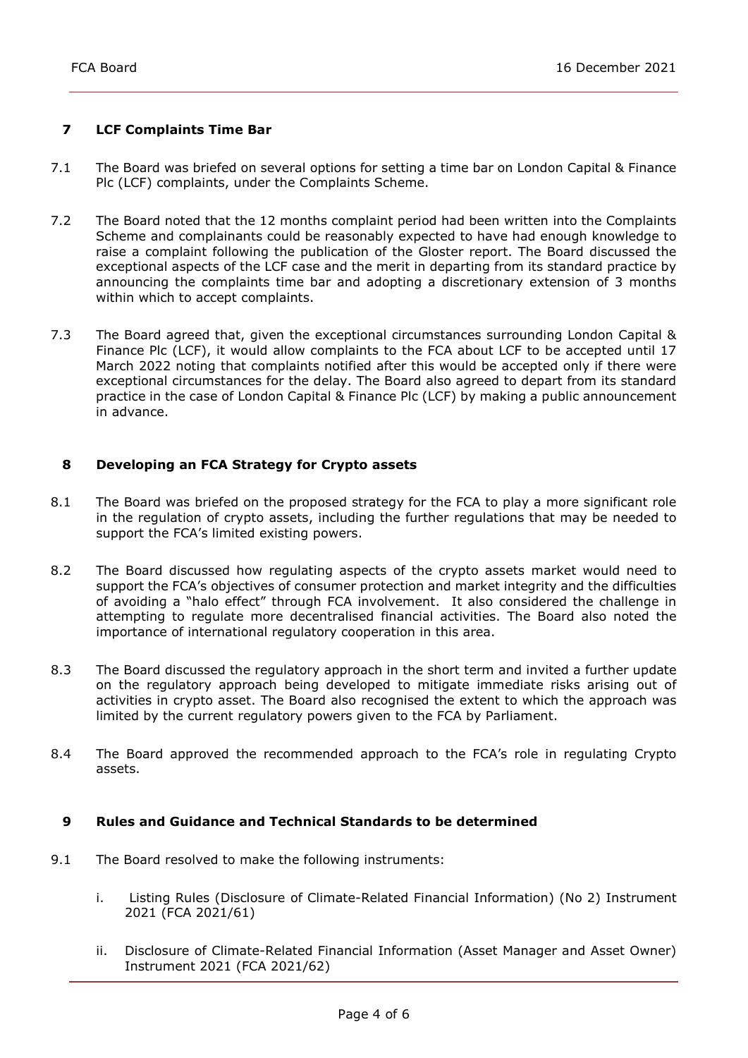## 7 LCF Complaints Time Bar

7.1 The Board was briefed on several options for setting a time bar on London Capital & Finance Plc (LCF) complaints, under the Complaints Scheme.

7.2 The Board noted that the 12 months complaint period had been written into the Complaints Scheme and complainants could be reasonably expected to have had enough knowledge to raise a complaint following the publication of the Gloster report. The Board discussed the exceptional aspects of the LCF case and the merit in departing from its standard practice by announcing the complaints time bar and adopting a discretionary extension of 3 months within which to accept complaints.

7.3 The Board agreed that, given the exceptional circumstances surrounding London Capital & Finance Plc (LCF), it would allow complaints to the FCA about LCF to be accepted until 17 March 2022 noting that complaints notified after this would be accepted only if there were exceptional circumstances for the delay. The Board also agreed to depart from its standard practice in the case of London Capital & Finance Plc (LCF) by making a public announcement in advance.

## 8 Developing an FCA Strategy for Crypto assets

8.1 The Board was briefed on the proposed strategy for the FCA to play a more significant role in the regulation of crypto assets, including the further regulations that may be needed to support the FCA's limited existing powers.

8.2 The Board discussed how regulating aspects of the crypto assets market would need to support the FCA's objectives of consumer protection and market integrity and the difficulties of avoiding a "halo effect" through FCA involvement. It also considered the challenge in attempting to regulate more decentralised financial activities. The Board also noted the importance of international regulatory cooperation in this area.

8.3 The Board discussed the regulatory approach in the short term and invited a further update on the regulatory approach being developed to mitigate immediate risks arising out of activities in crypto asset. The Board also recognised the extent to which the approach was limited by the current regulatory powers given to the FCA by Parliament.

8.4 The Board approved the recommended approach to the FCA's role in regulating Crypto assets.

## 9 Rules and Guidance and Technical Standards to be determined

9.1 The Board resolved to make the following instruments:

i. Listing Rules (Disclosure of Climate-Related Financial Information) (No 2) Instrument 2021 (FCA 2021/61)

ii. Disclosure of Climate-Related Financial Information (Asset Manager and Asset Owner) Instrument 2021 (FCA 2021/62)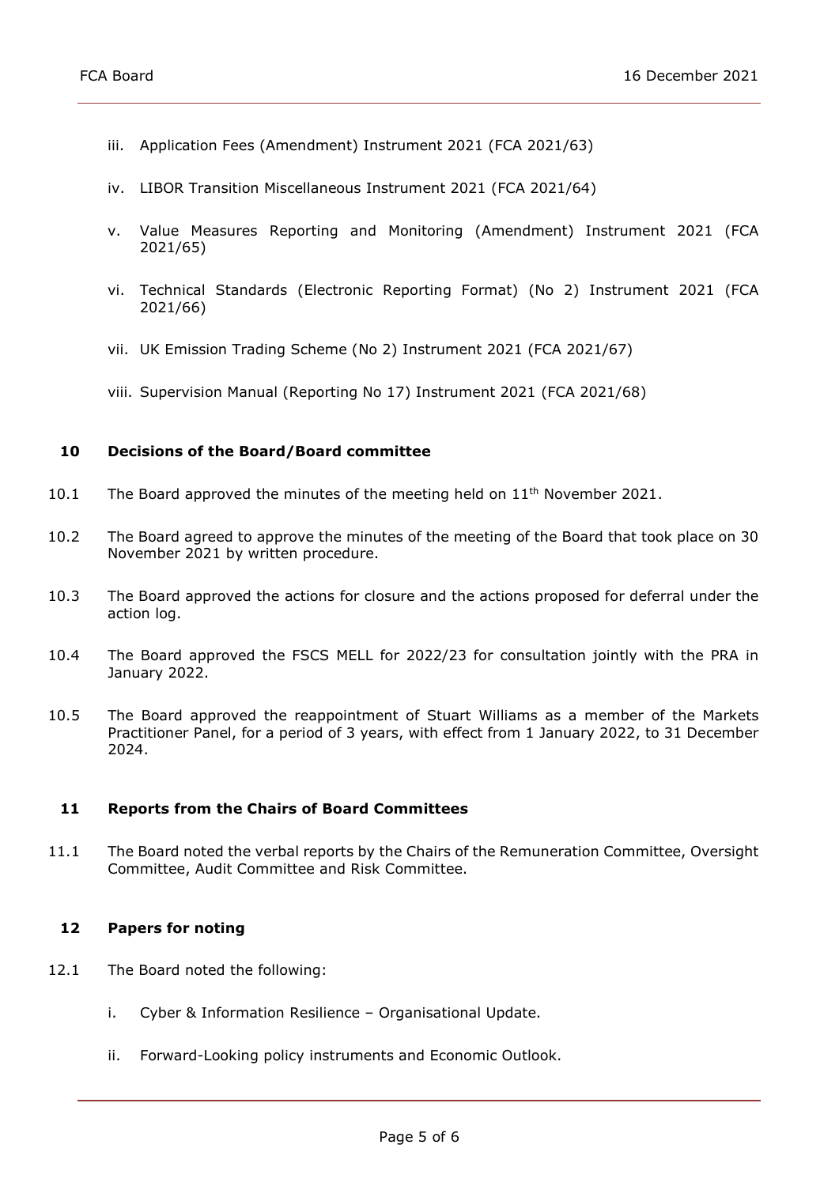iii. Application Fees (Amendment) Instrument 2021 (FCA 2021/63)

iv. LIBOR Transition Miscellaneous Instrument 2021 (FCA 2021/64)

v. Value Measures Reporting and Monitoring (Amendment) Instrument 2021 (FCA 2021/65)

vi. Technical Standards (Electronic Reporting Format) (No 2) Instrument 2021 (FCA 2021/66)

vii. UK Emission Trading Scheme (No 2) Instrument 2021 (FCA 2021/67)

viii. Supervision Manual (Reporting No 17) Instrument 2021 (FCA 2021/68)

## 10 Decisions of the Board/Board committee

10.1 The Board approved the minutes of the meeting held on 11th November 2021.

10.2 The Board agreed to approve the minutes of the meeting of the Board that took place on 30 November 2021 by written procedure.

10.3 The Board approved the actions for closure and the actions proposed for deferral under the action log.

10.4 The Board approved the FSCS MELL for 2022/23 for consultation jointly with the PRA in January 2022.

10.5 The Board approved the reappointment of Stuart Williams as a member of the Markets Practitioner Panel, for a period of 3 years, with effect from 1 January 2022, to 31 December 2024.

## 11 Reports from the Chairs of Board Committees

11.1 The Board noted the verbal reports by the Chairs of the Remuneration Committee, Oversight Committee, Audit Committee and Risk Committee.

## 12 Papers for noting

12.1 The Board noted the following:

i. Cyber & Information Resilience – Organisational Update.

ii. Forward-Looking policy instruments and Economic Outlook.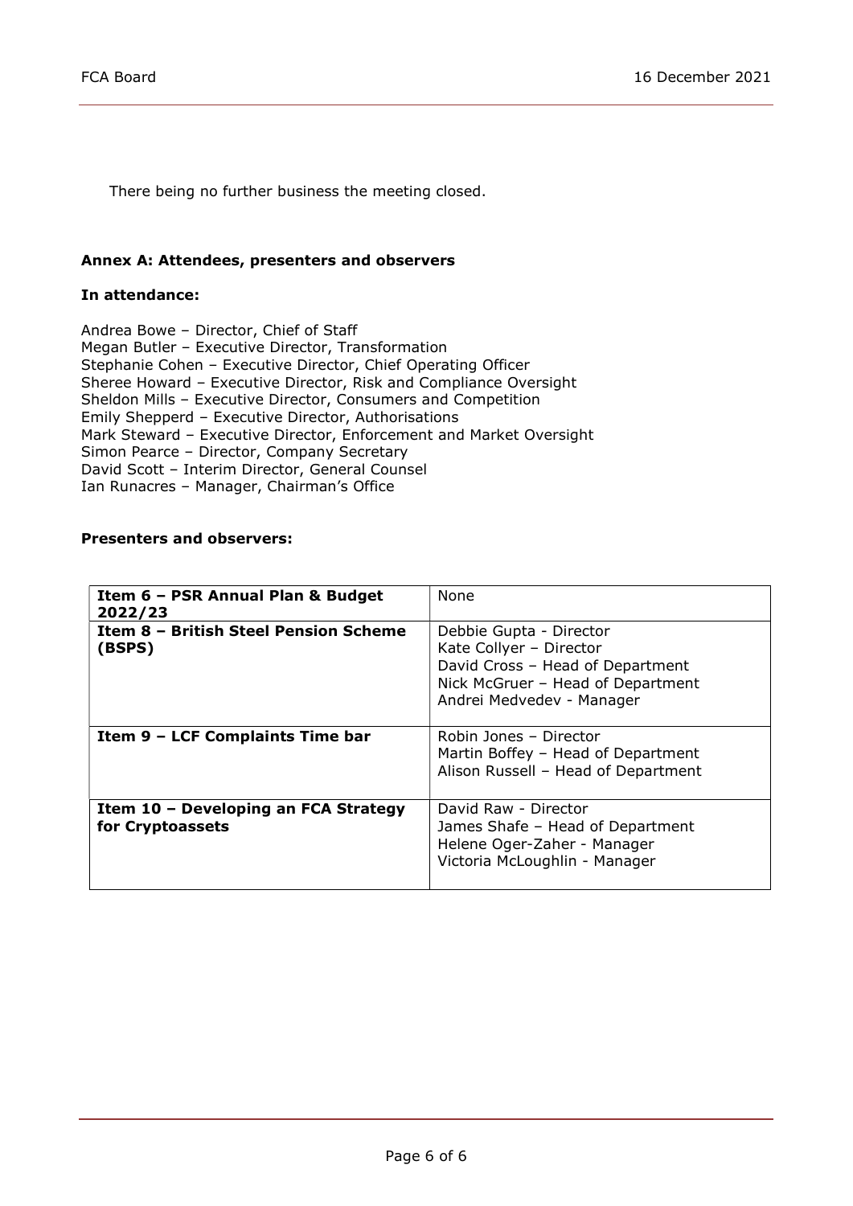There being no further business the meeting closed.

**Annex A: Attendees, presenters and observers**

**In attendance:**

Andrea Bowe – Director, Chief of Staff
Megan Butler – Executive Director, Transformation
Stephanie Cohen – Executive Director, Chief Operating Officer
Sheree Howard – Executive Director, Risk and Compliance Oversight
Sheldon Mills – Executive Director, Consumers and Competition
Emily Shepperd – Executive Director, Authorisations
Mark Steward – Executive Director, Enforcement and Market Oversight
Simon Pearce – Director, Company Secretary
David Scott – Interim Director, General Counsel
Ian Runacres – Manager, Chairman's Office

**Presenters and observers:**

| | |
|---|---|
| **Item 6 – PSR Annual Plan & Budget 2022/23** | None |
| **Item 8 – British Steel Pension Scheme (BSPS)** | Debbie Gupta - Director<br>Kate Collyer – Director<br>David Cross – Head of Department<br>Nick McGruer – Head of Department<br>Andrei Medvedev - Manager |
| **Item 9 – LCF Complaints Time bar** | Robin Jones – Director<br>Martin Boffey – Head of Department<br>Alison Russell – Head of Department |
| **Item 10 – Developing an FCA Strategy for Cryptoassets** | David Raw - Director<br>James Shafe – Head of Department<br>Helene Oger-Zaher - Manager<br>Victoria McLoughlin - Manager |